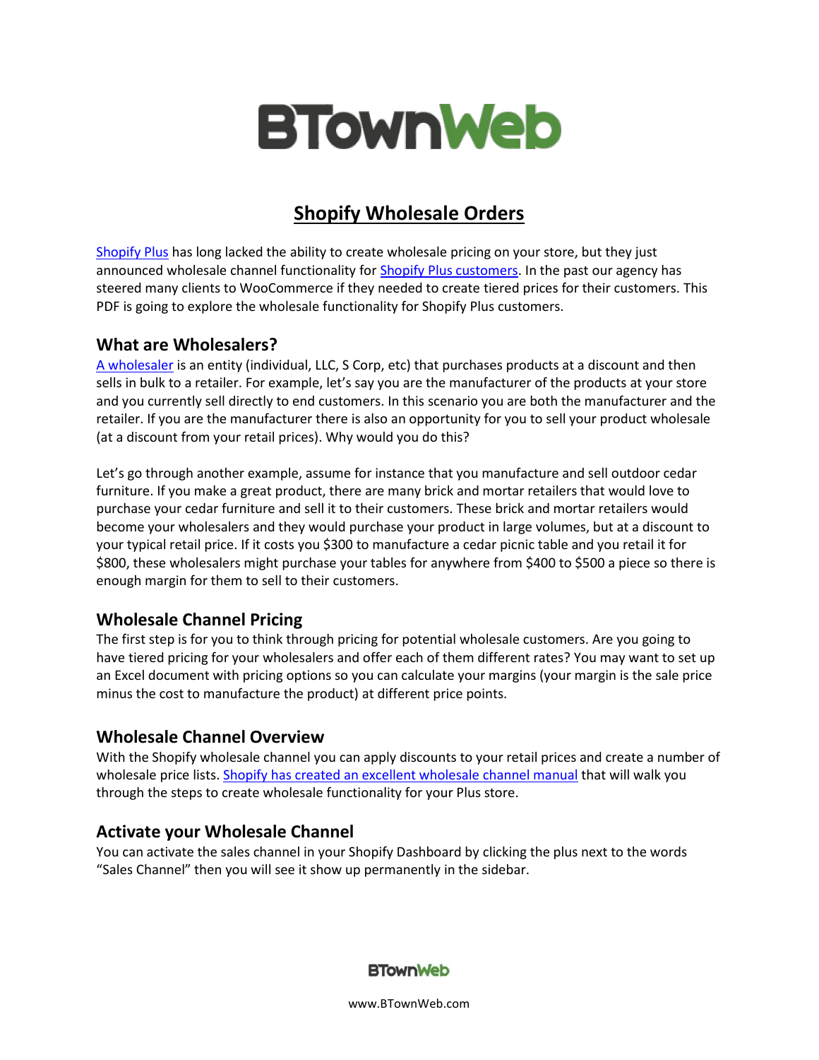# BTownWeb

## Shopify Wholesale Orders

Shopify Plus has long lacked the ability to create wholesale pricing on your store, but they just announced wholesale channel functionality for Shopify Plus customers. In the past our agency has steered many clients to WooCommerce if they needed to create tiered prices for their customers. This PDF is going to explore the wholesale functionality for Shopify Plus customers.

### What are Wholesalers?

A wholesaler is an entity (individual, LLC, S Corp, etc) that purchases products at a discount and then sells in bulk to a retailer. For example, let's say you are the manufacturer of the products at your store and you currently sell directly to end customers. In this scenario you are both the manufacturer and the retailer. If you are the manufacturer there is also an opportunity for you to sell your product wholesale (at a discount from your retail prices). Why would you do this?

Let's go through another example, assume for instance that you manufacture and sell outdoor cedar furniture. If you make a great product, there are many brick and mortar retailers that would love to purchase your cedar furniture and sell it to their customers. These brick and mortar retailers would become your wholesalers and they would purchase your product in large volumes, but at a discount to your typical retail price. If it costs you $300 to manufacture a cedar picnic table and you retail it for $800, these wholesalers might purchase your tables for anywhere from $400 to $500 a piece so there is enough margin for them to sell to their customers.

### Wholesale Channel Pricing

The first step is for you to think through pricing for potential wholesale customers. Are you going to have tiered pricing for your wholesalers and offer each of them different rates? You may want to set up an Excel document with pricing options so you can calculate your margins (your margin is the sale price minus the cost to manufacture the product) at different price points.

### Wholesale Channel Overview

With the Shopify wholesale channel you can apply discounts to your retail prices and create a number of wholesale price lists. Shopify has created an excellent wholesale channel manual that will walk you through the steps to create wholesale functionality for your Plus store.

### Activate your Wholesale Channel

You can activate the sales channel in your Shopify Dashboard by clicking the plus next to the words "Sales Channel" then you will see it show up permanently in the sidebar.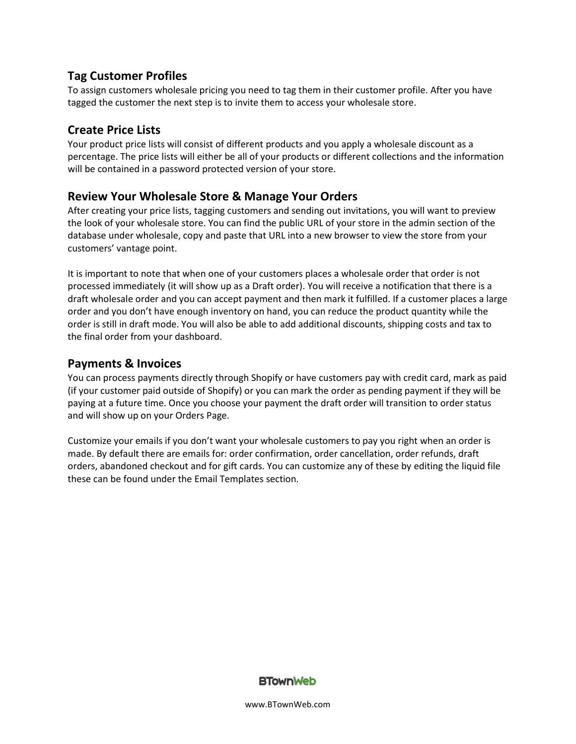## Tag Customer Profiles

To assign customers wholesale pricing you need to tag them in their customer profile. After you have tagged the customer the next step is to invite them to access your wholesale store.

## Create Price Lists

Your product price lists will consist of different products and you apply a wholesale discount as a percentage. The price lists will either be all of your products or different collections and the information will be contained in a password protected version of your store.

## Review Your Wholesale Store & Manage Your Orders

After creating your price lists, tagging customers and sending out invitations, you will want to preview the look of your wholesale store. You can find the public URL of your store in the admin section of the database under wholesale, copy and paste that URL into a new browser to view the store from your customers' vantage point.

It is important to note that when one of your customers places a wholesale order that order is not processed immediately (it will show up as a Draft order). You will receive a notification that there is a draft wholesale order and you can accept payment and then mark it fulfilled. If a customer places a large order and you don't have enough inventory on hand, you can reduce the product quantity while the order is still in draft mode. You will also be able to add additional discounts, shipping costs and tax to the final order from your dashboard.

## Payments & Invoices

You can process payments directly through Shopify or have customers pay with credit card, mark as paid (if your customer paid outside of Shopify) or you can mark the order as pending payment if they will be paying at a future time. Once you choose your payment the draft order will transition to order status and will show up on your Orders Page.

Customize your emails if you don't want your wholesale customers to pay you right when an order is made. By default there are emails for: order confirmation, order cancellation, order refunds, draft orders, abandoned checkout and for gift cards. You can customize any of these by editing the liquid file these can be found under the Email Templates section.